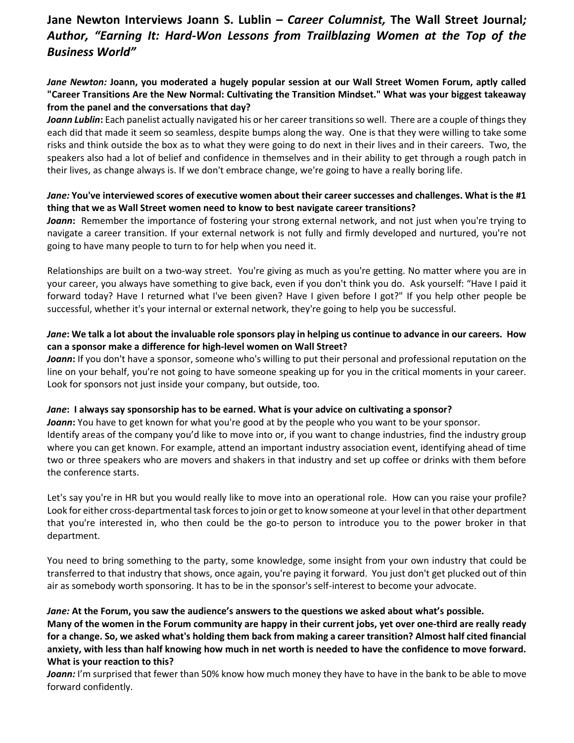# Jane Newton Interviews Joann S. Lublin – *Career Columnist,* The Wall Street Journal*; Author, "Earning It: Hard-Won Lessons from Trailblazing Women at the Top of the Business World"*

***Jane Newton:*** **Joann, you moderated a hugely popular session at our Wall Street Women Forum, aptly called "Career Transitions Are the New Normal: Cultivating the Transition Mindset." What was your biggest takeaway from the panel and the conversations that day?**

***Joann Lublin*****:** Each panelist actually navigated his or her career transitions so well. There are a couple of things they each did that made it seem so seamless, despite bumps along the way. One is that they were willing to take some risks and think outside the box as to what they were going to do next in their lives and in their careers. Two, the speakers also had a lot of belief and confidence in themselves and in their ability to get through a rough patch in their lives, as change always is. If we don't embrace change, we're going to have a really boring life.

***Jane:*** **You've interviewed scores of executive women about their career successes and challenges. What is the #1 thing that we as Wall Street women need to know to best navigate career transitions?**

***Joann*****:** Remember the importance of fostering your strong external network, and not just when you're trying to navigate a career transition. If your external network is not fully and firmly developed and nurtured, you're not going to have many people to turn to for help when you need it.

Relationships are built on a two-way street. You're giving as much as you're getting. No matter where you are in your career, you always have something to give back, even if you don't think you do. Ask yourself: "Have I paid it forward today? Have I returned what I've been given? Have I given before I got?" If you help other people be successful, whether it's your internal or external network, they're going to help you be successful.

***Jane*****: We talk a lot about the invaluable role sponsors play in helping us continue to advance in our careers. How can a sponsor make a difference for high-level women on Wall Street?**

***Joann*****:** If you don't have a sponsor, someone who's willing to put their personal and professional reputation on the line on your behalf, you're not going to have someone speaking up for you in the critical moments in your career. Look for sponsors not just inside your company, but outside, too.

***Jane*****: I always say sponsorship has to be earned. What is your advice on cultivating a sponsor?**

***Joann*****:** You have to get known for what you're good at by the people who you want to be your sponsor. Identify areas of the company you'd like to move into or, if you want to change industries, find the industry group where you can get known. For example, attend an important industry association event, identifying ahead of time two or three speakers who are movers and shakers in that industry and set up coffee or drinks with them before the conference starts.

Let's say you're in HR but you would really like to move into an operational role. How can you raise your profile? Look for either cross-departmental task forces to join or get to know someone at your level in that other department that you're interested in, who then could be the go-to person to introduce you to the power broker in that department.

You need to bring something to the party, some knowledge, some insight from your own industry that could be transferred to that industry that shows, once again, you're paying it forward. You just don't get plucked out of thin air as somebody worth sponsoring. It has to be in the sponsor's self-interest to become your advocate.

***Jane:*** **At the Forum, you saw the audience's answers to the questions we asked about what's possible. Many of the women in the Forum community are happy in their current jobs, yet over one-third are really ready for a change. So, we asked what's holding them back from making a career transition? Almost half cited financial anxiety, with less than half knowing how much in net worth is needed to have the confidence to move forward. What is your reaction to this?**

***Joann:*** I'm surprised that fewer than 50% know how much money they have to have in the bank to be able to move forward confidently.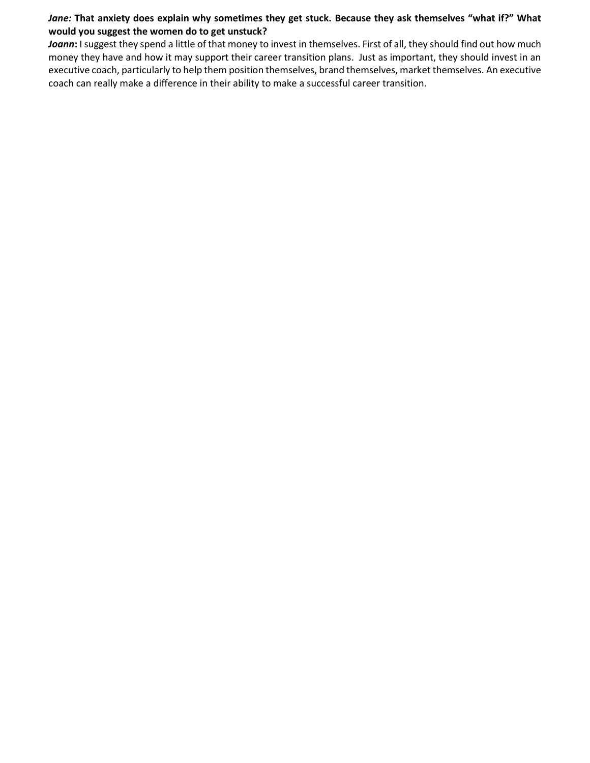***Jane:* That anxiety does explain why sometimes they get stuck. Because they ask themselves "what if?" What would you suggest the women do to get unstuck?**

***Joann*:** I suggest they spend a little of that money to invest in themselves. First of all, they should find out how much money they have and how it may support their career transition plans. Just as important, they should invest in an executive coach, particularly to help them position themselves, brand themselves, market themselves. An executive coach can really make a difference in their ability to make a successful career transition.